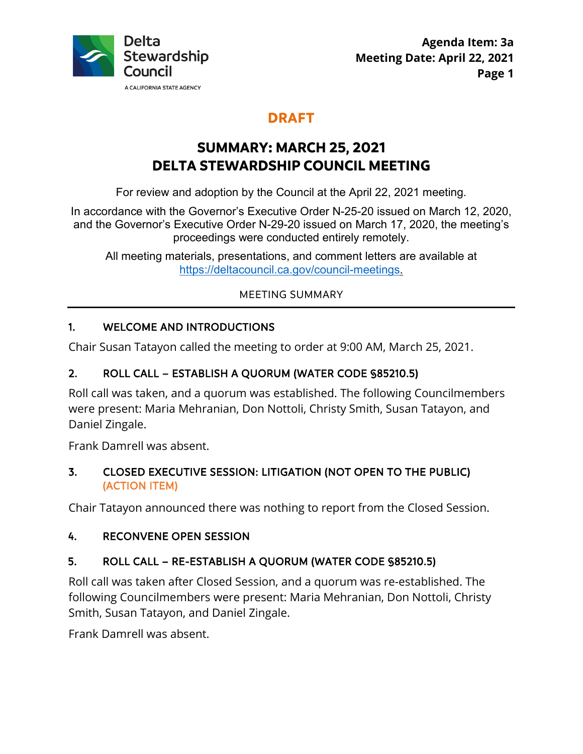Delta Stewardship Council

A CALIFORNIA STATE AGENCY

**Agenda Item: 3a**
**Meeting Date: April 22, 2021**

# DRAFT

# SUMMARY: MARCH 25, 2021 DELTA STEWARDSHIP COUNCIL MEETING

For review and adoption by the Council at the April 22, 2021 meeting.

In accordance with the Governor's Executive Order N-25-20 issued on March 12, 2020, and the Governor's Executive Order N-29-20 issued on March 17, 2020, the meeting's proceedings were conducted entirely remotely.

All meeting materials, presentations, and comment letters are available at https://deltacouncil.ca.gov/council-meetings.

MEETING SUMMARY

## 1. WELCOME AND INTRODUCTIONS

Chair Susan Tatayon called the meeting to order at 9:00 AM, March 25, 2021.

## 2. ROLL CALL – ESTABLISH A QUORUM (WATER CODE §85210.5)

Roll call was taken, and a quorum was established. The following Councilmembers were present: Maria Mehranian, Don Nottoli, Christy Smith, Susan Tatayon, and Daniel Zingale.

Frank Damrell was absent.

## 3. CLOSED EXECUTIVE SESSION: LITIGATION (NOT OPEN TO THE PUBLIC) (ACTION ITEM)

Chair Tatayon announced there was nothing to report from the Closed Session.

## 4. RECONVENE OPEN SESSION

## 5. ROLL CALL – RE-ESTABLISH A QUORUM (WATER CODE §85210.5)

Roll call was taken after Closed Session, and a quorum was re-established. The following Councilmembers were present: Maria Mehranian, Don Nottoli, Christy Smith, Susan Tatayon, and Daniel Zingale.

Frank Damrell was absent.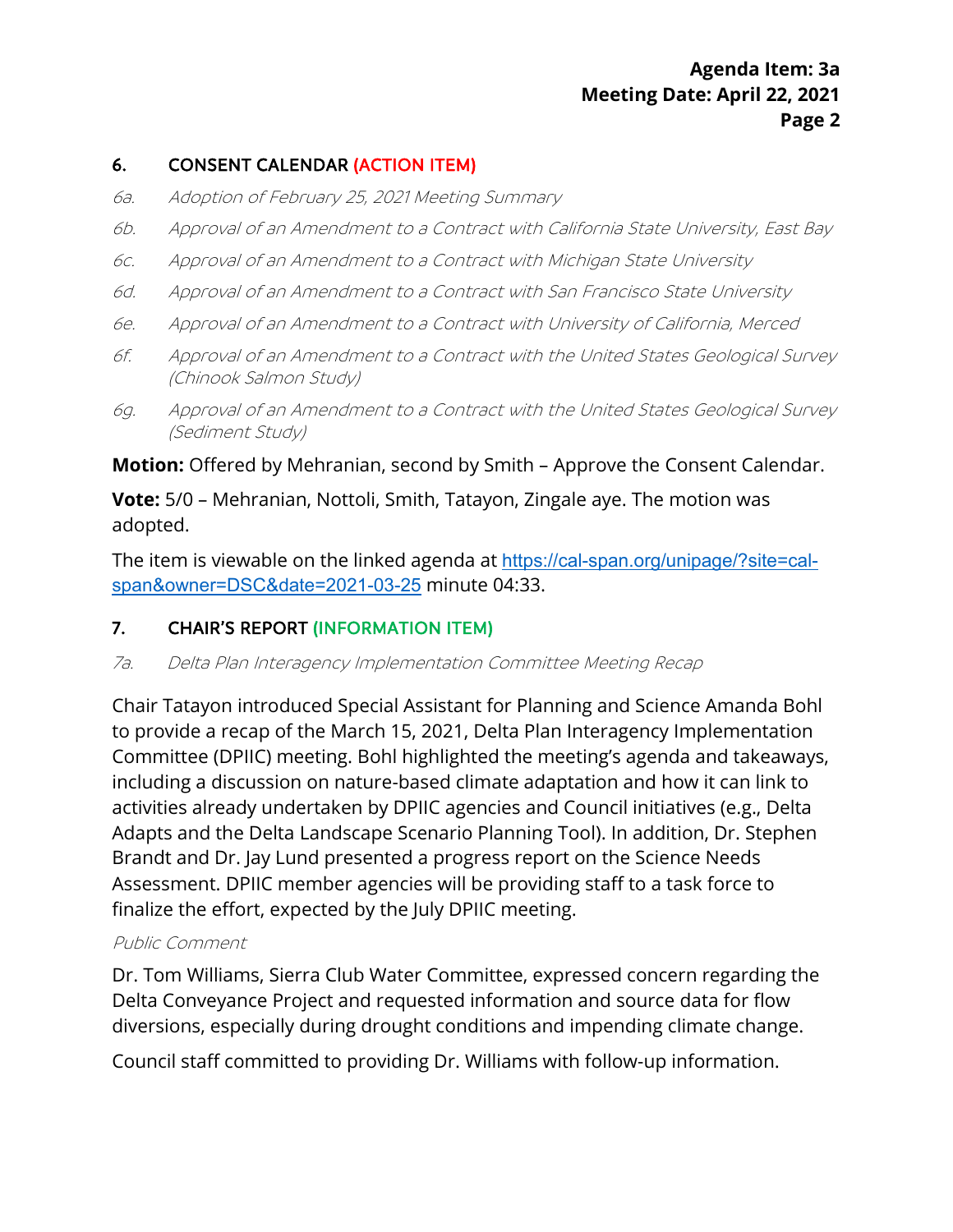## 6. CONSENT CALENDAR (ACTION ITEM)

*6a. Adoption of February 25, 2021 Meeting Summary*

*6b. Approval of an Amendment to a Contract with California State University, East Bay*

*6c. Approval of an Amendment to a Contract with Michigan State University*

*6d. Approval of an Amendment to a Contract with San Francisco State University*

*6e. Approval of an Amendment to a Contract with University of California, Merced*

*6f. Approval of an Amendment to a Contract with the United States Geological Survey (Chinook Salmon Study)*

*6g. Approval of an Amendment to a Contract with the United States Geological Survey (Sediment Study)*

**Motion:** Offered by Mehranian, second by Smith – Approve the Consent Calendar.

**Vote:** 5/0 – Mehranian, Nottoli, Smith, Tatayon, Zingale aye. The motion was adopted.

The item is viewable on the linked agenda at [https://cal-span.org/unipage/?site=cal-span&owner=DSC&date=2021-03-25](https://cal-span.org/unipage/?site=cal-span&owner=DSC&date=2021-03-25) minute 04:33.

## 7. CHAIR'S REPORT (INFORMATION ITEM)

*7a. Delta Plan Interagency Implementation Committee Meeting Recap*

Chair Tatayon introduced Special Assistant for Planning and Science Amanda Bohl to provide a recap of the March 15, 2021, Delta Plan Interagency Implementation Committee (DPIIC) meeting. Bohl highlighted the meeting's agenda and takeaways, including a discussion on nature-based climate adaptation and how it can link to activities already undertaken by DPIIC agencies and Council initiatives (e.g., Delta Adapts and the Delta Landscape Scenario Planning Tool). In addition, Dr. Stephen Brandt and Dr. Jay Lund presented a progress report on the Science Needs Assessment. DPIIC member agencies will be providing staff to a task force to finalize the effort, expected by the July DPIIC meeting.

*Public Comment*

Dr. Tom Williams, Sierra Club Water Committee, expressed concern regarding the Delta Conveyance Project and requested information and source data for flow diversions, especially during drought conditions and impending climate change.

Council staff committed to providing Dr. Williams with follow-up information.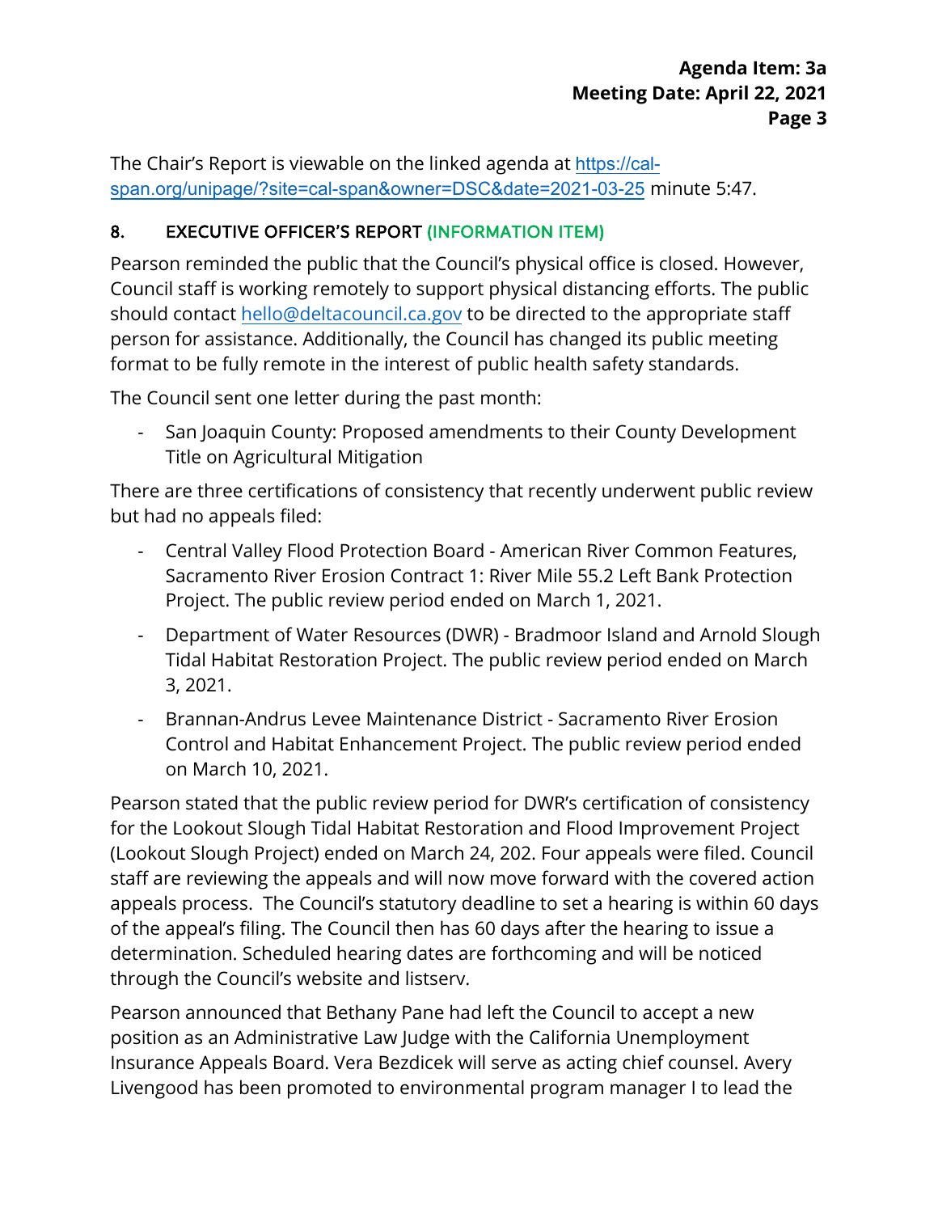The Chair's Report is viewable on the linked agenda at [https://cal-span.org/unipage/?site=cal-span&owner=DSC&date=2021-03-25](https://cal-span.org/unipage/?site=cal-span&owner=DSC&date=2021-03-25) minute 5:47.

## 8. EXECUTIVE OFFICER'S REPORT (INFORMATION ITEM)

Pearson reminded the public that the Council's physical office is closed. However, Council staff is working remotely to support physical distancing efforts. The public should contact [hello@deltacouncil.ca.gov](mailto:hello@deltacouncil.ca.gov) to be directed to the appropriate staff person for assistance. Additionally, the Council has changed its public meeting format to be fully remote in the interest of public health safety standards.

The Council sent one letter during the past month:

- San Joaquin County: Proposed amendments to their County Development Title on Agricultural Mitigation

There are three certifications of consistency that recently underwent public review but had no appeals filed:

- Central Valley Flood Protection Board - American River Common Features, Sacramento River Erosion Contract 1: River Mile 55.2 Left Bank Protection Project. The public review period ended on March 1, 2021.
- Department of Water Resources (DWR) - Bradmoor Island and Arnold Slough Tidal Habitat Restoration Project. The public review period ended on March 3, 2021.
- Brannan-Andrus Levee Maintenance District - Sacramento River Erosion Control and Habitat Enhancement Project. The public review period ended on March 10, 2021.

Pearson stated that the public review period for DWR's certification of consistency for the Lookout Slough Tidal Habitat Restoration and Flood Improvement Project (Lookout Slough Project) ended on March 24, 202. Four appeals were filed. Council staff are reviewing the appeals and will now move forward with the covered action appeals process. The Council's statutory deadline to set a hearing is within 60 days of the appeal's filing. The Council then has 60 days after the hearing to issue a determination. Scheduled hearing dates are forthcoming and will be noticed through the Council's website and listserv.

Pearson announced that Bethany Pane had left the Council to accept a new position as an Administrative Law Judge with the California Unemployment Insurance Appeals Board. Vera Bezdicek will serve as acting chief counsel. Avery Livengood has been promoted to environmental program manager I to lead the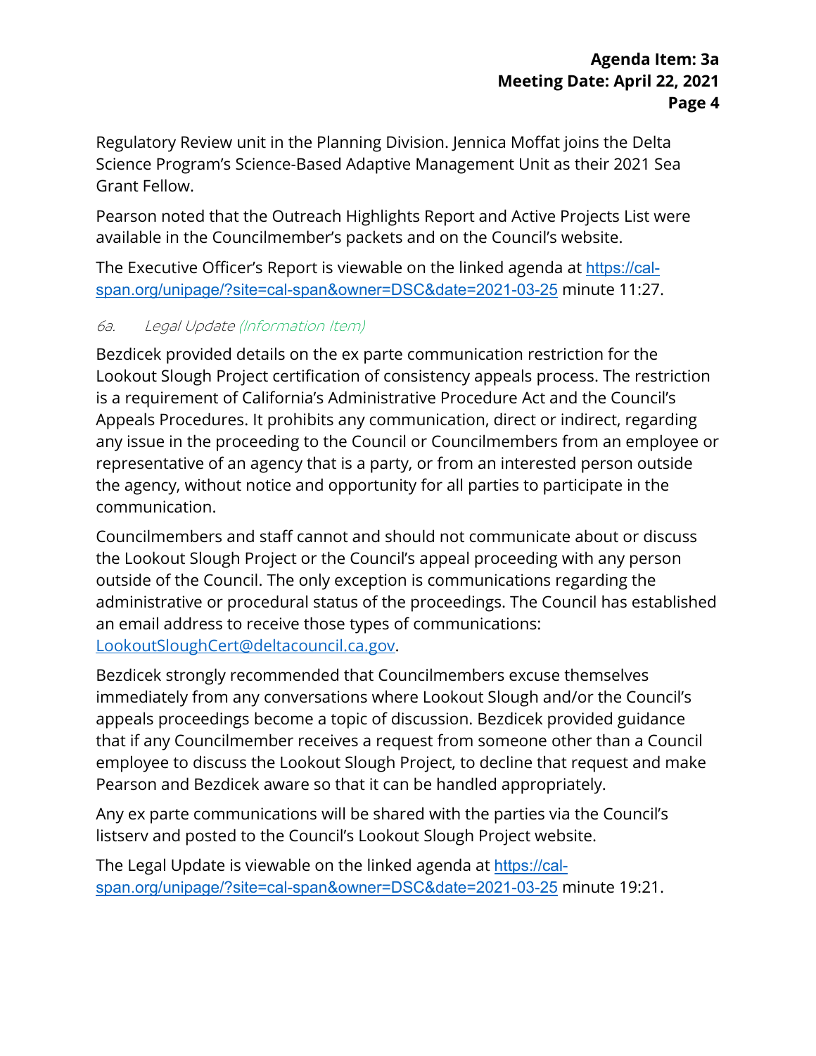Regulatory Review unit in the Planning Division. Jennica Moffat joins the Delta Science Program's Science-Based Adaptive Management Unit as their 2021 Sea Grant Fellow.

Pearson noted that the Outreach Highlights Report and Active Projects List were available in the Councilmember's packets and on the Council's website.

The Executive Officer's Report is viewable on the linked agenda at https://cal-span.org/unipage/?site=cal-span&owner=DSC&date=2021-03-25 minute 11:27.

*6a. Legal Update (Information Item)*

Bezdicek provided details on the ex parte communication restriction for the Lookout Slough Project certification of consistency appeals process. The restriction is a requirement of California's Administrative Procedure Act and the Council's Appeals Procedures. It prohibits any communication, direct or indirect, regarding any issue in the proceeding to the Council or Councilmembers from an employee or representative of an agency that is a party, or from an interested person outside the agency, without notice and opportunity for all parties to participate in the communication.

Councilmembers and staff cannot and should not communicate about or discuss the Lookout Slough Project or the Council's appeal proceeding with any person outside of the Council. The only exception is communications regarding the administrative or procedural status of the proceedings. The Council has established an email address to receive those types of communications: LookoutSloughCert@deltacouncil.ca.gov.

Bezdicek strongly recommended that Councilmembers excuse themselves immediately from any conversations where Lookout Slough and/or the Council's appeals proceedings become a topic of discussion. Bezdicek provided guidance that if any Councilmember receives a request from someone other than a Council employee to discuss the Lookout Slough Project, to decline that request and make Pearson and Bezdicek aware so that it can be handled appropriately.

Any ex parte communications will be shared with the parties via the Council's listserv and posted to the Council's Lookout Slough Project website.

The Legal Update is viewable on the linked agenda at https://cal-span.org/unipage/?site=cal-span&owner=DSC&date=2021-03-25 minute 19:21.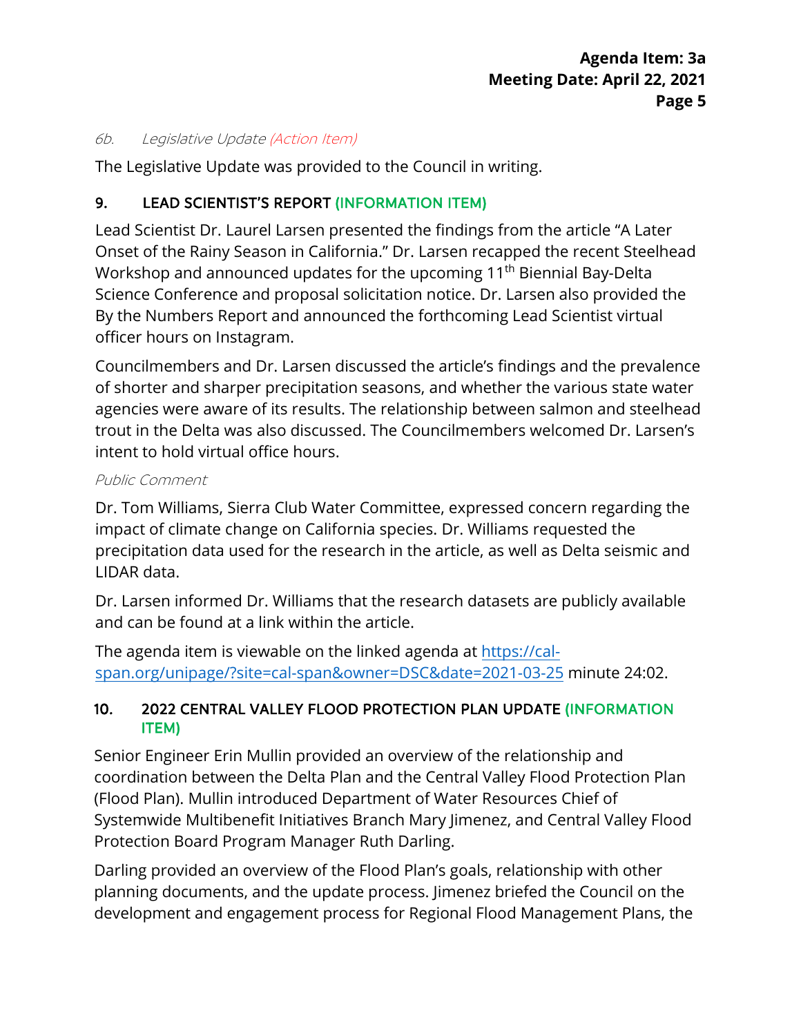*6b. Legislative Update (Action Item)*

The Legislative Update was provided to the Council in writing.

## 9. LEAD SCIENTIST'S REPORT (INFORMATION ITEM)

Lead Scientist Dr. Laurel Larsen presented the findings from the article "A Later Onset of the Rainy Season in California." Dr. Larsen recapped the recent Steelhead Workshop and announced updates for the upcoming 11th Biennial Bay-Delta Science Conference and proposal solicitation notice. Dr. Larsen also provided the By the Numbers Report and announced the forthcoming Lead Scientist virtual officer hours on Instagram.

Councilmembers and Dr. Larsen discussed the article's findings and the prevalence of shorter and sharper precipitation seasons, and whether the various state water agencies were aware of its results. The relationship between salmon and steelhead trout in the Delta was also discussed. The Councilmembers welcomed Dr. Larsen's intent to hold virtual office hours.

*Public Comment*

Dr. Tom Williams, Sierra Club Water Committee, expressed concern regarding the impact of climate change on California species. Dr. Williams requested the precipitation data used for the research in the article, as well as Delta seismic and LIDAR data.

Dr. Larsen informed Dr. Williams that the research datasets are publicly available and can be found at a link within the article.

The agenda item is viewable on the linked agenda at https://cal-span.org/unipage/?site=cal-span&owner=DSC&date=2021-03-25 minute 24:02.

## 10. 2022 CENTRAL VALLEY FLOOD PROTECTION PLAN UPDATE (INFORMATION ITEM)

Senior Engineer Erin Mullin provided an overview of the relationship and coordination between the Delta Plan and the Central Valley Flood Protection Plan (Flood Plan). Mullin introduced Department of Water Resources Chief of Systemwide Multibenefit Initiatives Branch Mary Jimenez, and Central Valley Flood Protection Board Program Manager Ruth Darling.

Darling provided an overview of the Flood Plan's goals, relationship with other planning documents, and the update process. Jimenez briefed the Council on the development and engagement process for Regional Flood Management Plans, the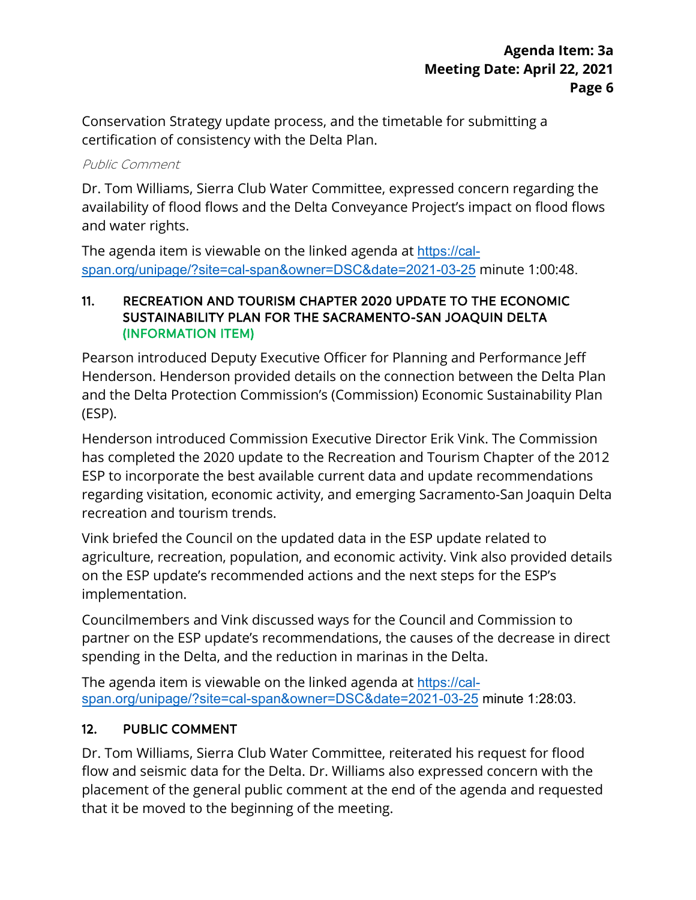Conservation Strategy update process, and the timetable for submitting a certification of consistency with the Delta Plan.

*Public Comment*

Dr. Tom Williams, Sierra Club Water Committee, expressed concern regarding the availability of flood flows and the Delta Conveyance Project's impact on flood flows and water rights.

The agenda item is viewable on the linked agenda at https://cal-span.org/unipage/?site=cal-span&owner=DSC&date=2021-03-25 minute 1:00:48.

## 11. RECREATION AND TOURISM CHAPTER 2020 UPDATE TO THE ECONOMIC SUSTAINABILITY PLAN FOR THE SACRAMENTO-SAN JOAQUIN DELTA (INFORMATION ITEM)

Pearson introduced Deputy Executive Officer for Planning and Performance Jeff Henderson. Henderson provided details on the connection between the Delta Plan and the Delta Protection Commission's (Commission) Economic Sustainability Plan (ESP).

Henderson introduced Commission Executive Director Erik Vink. The Commission has completed the 2020 update to the Recreation and Tourism Chapter of the 2012 ESP to incorporate the best available current data and update recommendations regarding visitation, economic activity, and emerging Sacramento-San Joaquin Delta recreation and tourism trends.

Vink briefed the Council on the updated data in the ESP update related to agriculture, recreation, population, and economic activity. Vink also provided details on the ESP update's recommended actions and the next steps for the ESP's implementation.

Councilmembers and Vink discussed ways for the Council and Commission to partner on the ESP update's recommendations, the causes of the decrease in direct spending in the Delta, and the reduction in marinas in the Delta.

The agenda item is viewable on the linked agenda at https://cal-span.org/unipage/?site=cal-span&owner=DSC&date=2021-03-25 minute 1:28:03.

## 12. PUBLIC COMMENT

Dr. Tom Williams, Sierra Club Water Committee, reiterated his request for flood flow and seismic data for the Delta. Dr. Williams also expressed concern with the placement of the general public comment at the end of the agenda and requested that it be moved to the beginning of the meeting.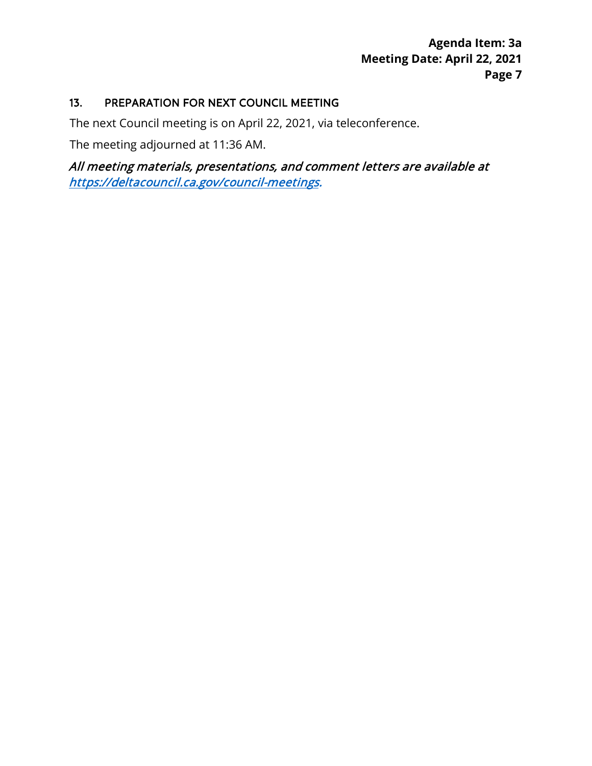## 13. PREPARATION FOR NEXT COUNCIL MEETING

The next Council meeting is on April 22, 2021, via teleconference.

The meeting adjourned at 11:36 AM.

***All meeting materials, presentations, and comment letters are available at [https://deltacouncil.ca.gov/council-meetings](https://deltacouncil.ca.gov/council-meetings).***